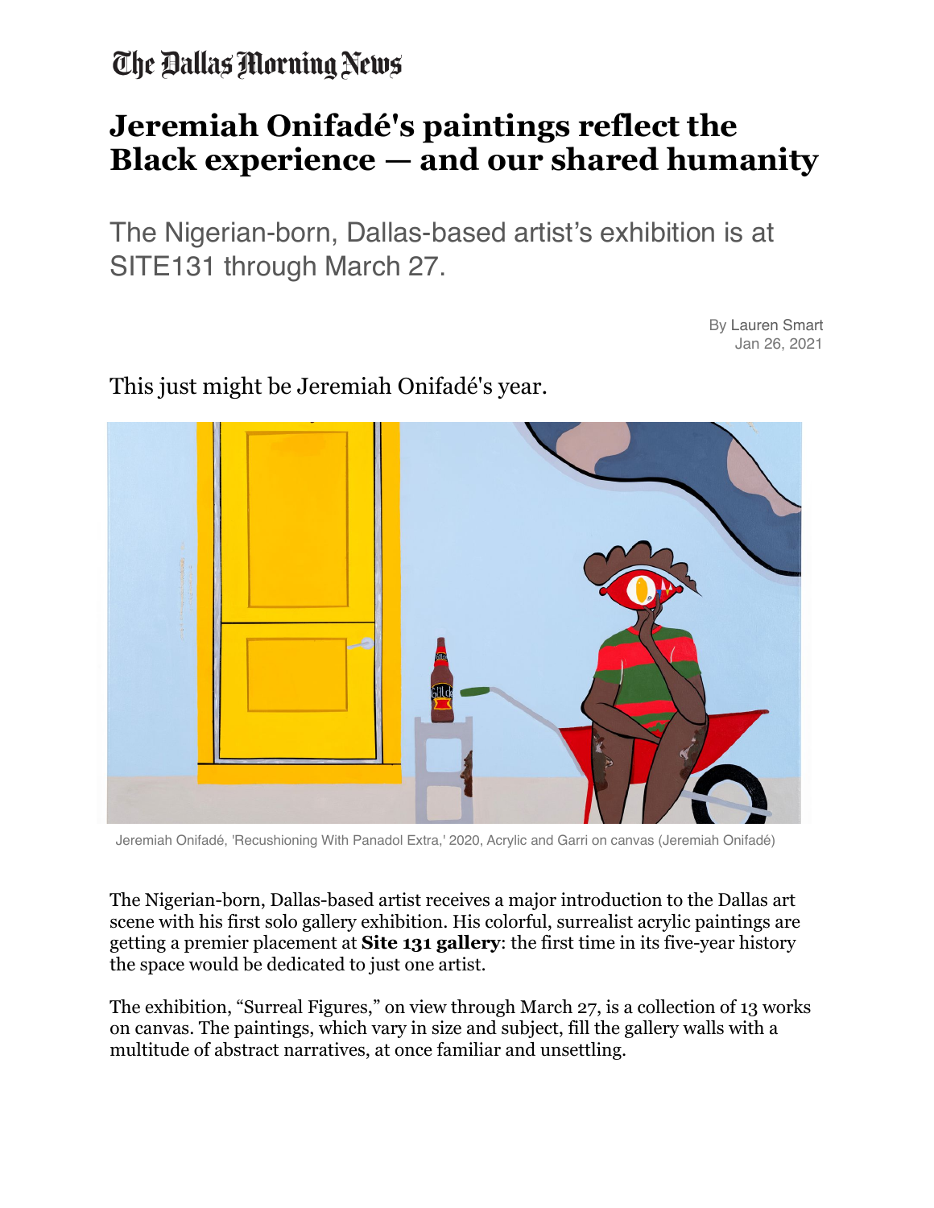The Dallas Morning News

# Jeremiah Onifadé's paintings reflect the Black experience — and our shared humanity

The Nigerian-born, Dallas-based artist's exhibition is at SITE131 through March 27.

By Lauren Smart
Jan 26, 2021

This just might be Jeremiah Onifadé's year.

Jeremiah Onifadé, 'Recushioning With Panadol Extra,' 2020, Acrylic and Garri on canvas (Jeremiah Onifadé)

The Nigerian-born, Dallas-based artist receives a major introduction to the Dallas art scene with his first solo gallery exhibition. His colorful, surrealist acrylic paintings are getting a premier placement at **Site 131 gallery**: the first time in its five-year history the space would be dedicated to just one artist.

The exhibition, "Surreal Figures," on view through March 27, is a collection of 13 works on canvas. The paintings, which vary in size and subject, fill the gallery walls with a multitude of abstract narratives, at once familiar and unsettling.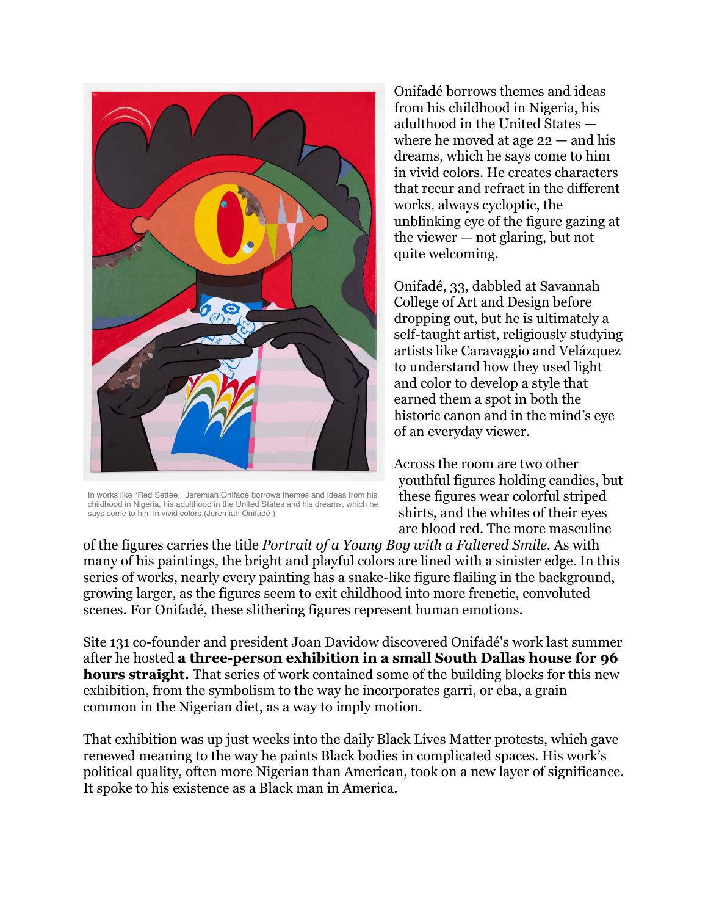In works like "Red Settee," Jeremiah Onifadé borrows themes and ideas from his childhood in Nigeria, his adulthood in the United States and his dreams, which he says come to him in vivid colors.(Jeremiah Onifadé )

Onifadé borrows themes and ideas from his childhood in Nigeria, his adulthood in the United States — where he moved at age 22 — and his dreams, which he says come to him in vivid colors. He creates characters that recur and refract in the different works, always cycloptic, the unblinking eye of the figure gazing at the viewer — not glaring, but not quite welcoming.

Onifadé, 33, dabbled at Savannah College of Art and Design before dropping out, but he is ultimately a self-taught artist, religiously studying artists like Caravaggio and Velázquez to understand how they used light and color to develop a style that earned them a spot in both the historic canon and in the mind's eye of an everyday viewer.

Across the room are two other youthful figures holding candies, but these figures wear colorful striped shirts, and the whites of their eyes are blood red. The more masculine of the figures carries the title *Portrait of a Young Boy with a Faltered Smile.* As with many of his paintings, the bright and playful colors are lined with a sinister edge. In this series of works, nearly every painting has a snake-like figure flailing in the background, growing larger, as the figures seem to exit childhood into more frenetic, convoluted scenes. For Onifadé, these slithering figures represent human emotions.

Site 131 co-founder and president Joan Davidow discovered Onifadé's work last summer after he hosted **a three-person exhibition in a small South Dallas house for 96 hours straight.** That series of work contained some of the building blocks for this new exhibition, from the symbolism to the way he incorporates garri, or eba, a grain common in the Nigerian diet, as a way to imply motion.

That exhibition was up just weeks into the daily Black Lives Matter protests, which gave renewed meaning to the way he paints Black bodies in complicated spaces. His work's political quality, often more Nigerian than American, took on a new layer of significance. It spoke to his existence as a Black man in America.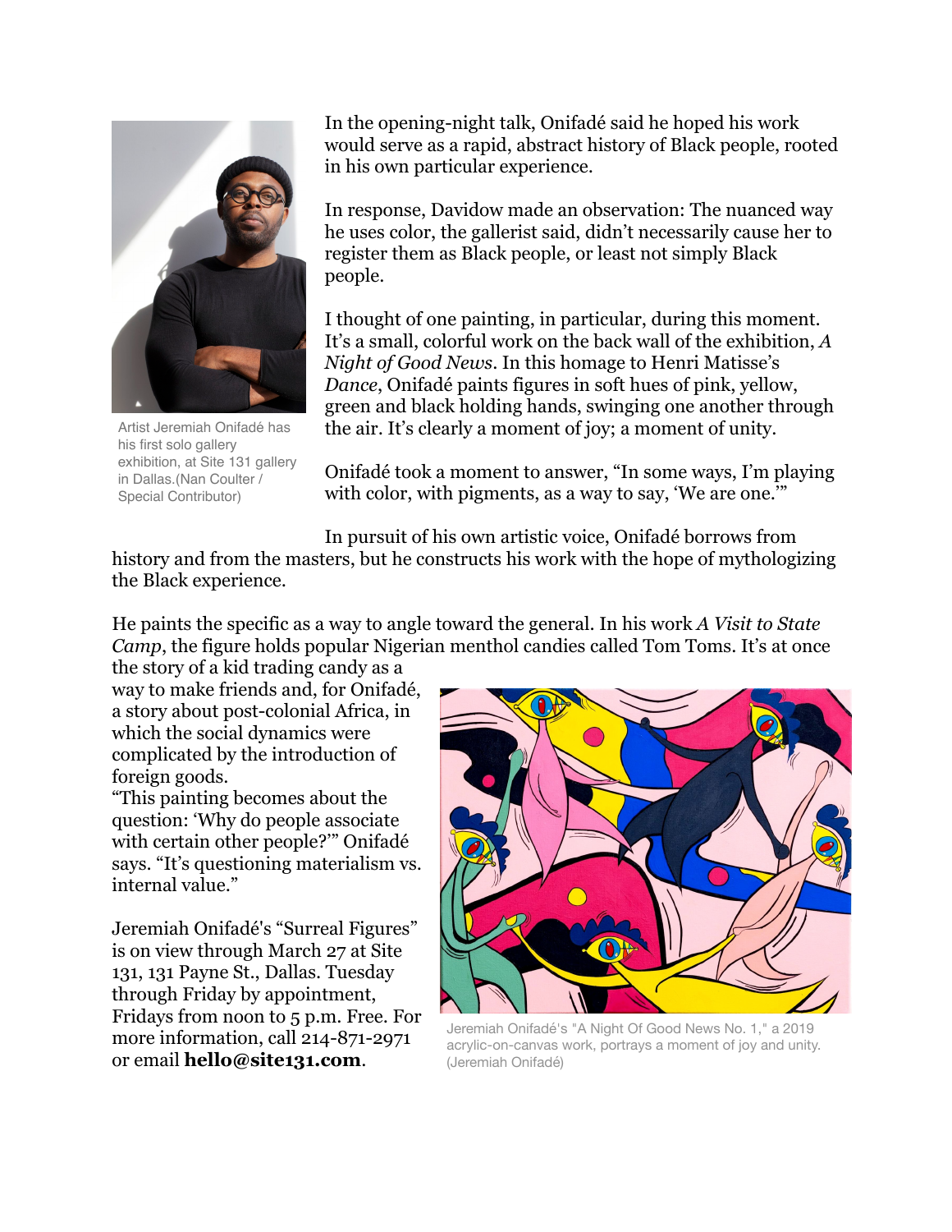Artist Jeremiah Onifadé has his first solo gallery exhibition, at Site 131 gallery in Dallas.(Nan Coulter / Special Contributor)

In the opening-night talk, Onifadé said he hoped his work would serve as a rapid, abstract history of Black people, rooted in his own particular experience.

In response, Davidow made an observation: The nuanced way he uses color, the gallerist said, didn't necessarily cause her to register them as Black people, or least not simply Black people.

I thought of one painting, in particular, during this moment. It's a small, colorful work on the back wall of the exhibition, *A Night of Good News*. In this homage to Henri Matisse's *Dance*, Onifadé paints figures in soft hues of pink, yellow, green and black holding hands, swinging one another through the air. It's clearly a moment of joy; a moment of unity.

Onifadé took a moment to answer, "In some ways, I'm playing with color, with pigments, as a way to say, 'We are one.'"

In pursuit of his own artistic voice, Onifadé borrows from history and from the masters, but he constructs his work with the hope of mythologizing the Black experience.

He paints the specific as a way to angle toward the general. In his work *A Visit to State Camp*, the figure holds popular Nigerian menthol candies called Tom Toms. It's at once the story of a kid trading candy as a way to make friends and, for Onifadé, a story about post-colonial Africa, in which the social dynamics were complicated by the introduction of foreign goods.

"This painting becomes about the question: 'Why do people associate with certain other people?'" Onifadé says. "It's questioning materialism vs. internal value."

Jeremiah Onifadé's "A Night Of Good News No. 1," a 2019 acrylic-on-canvas work, portrays a moment of joy and unity. (Jeremiah Onifadé)

Jeremiah Onifadé's "Surreal Figures" is on view through March 27 at Site 131, 131 Payne St., Dallas. Tuesday through Friday by appointment, Fridays from noon to 5 p.m. Free. For more information, call 214-871-2971 or email **hello@site131.com**.